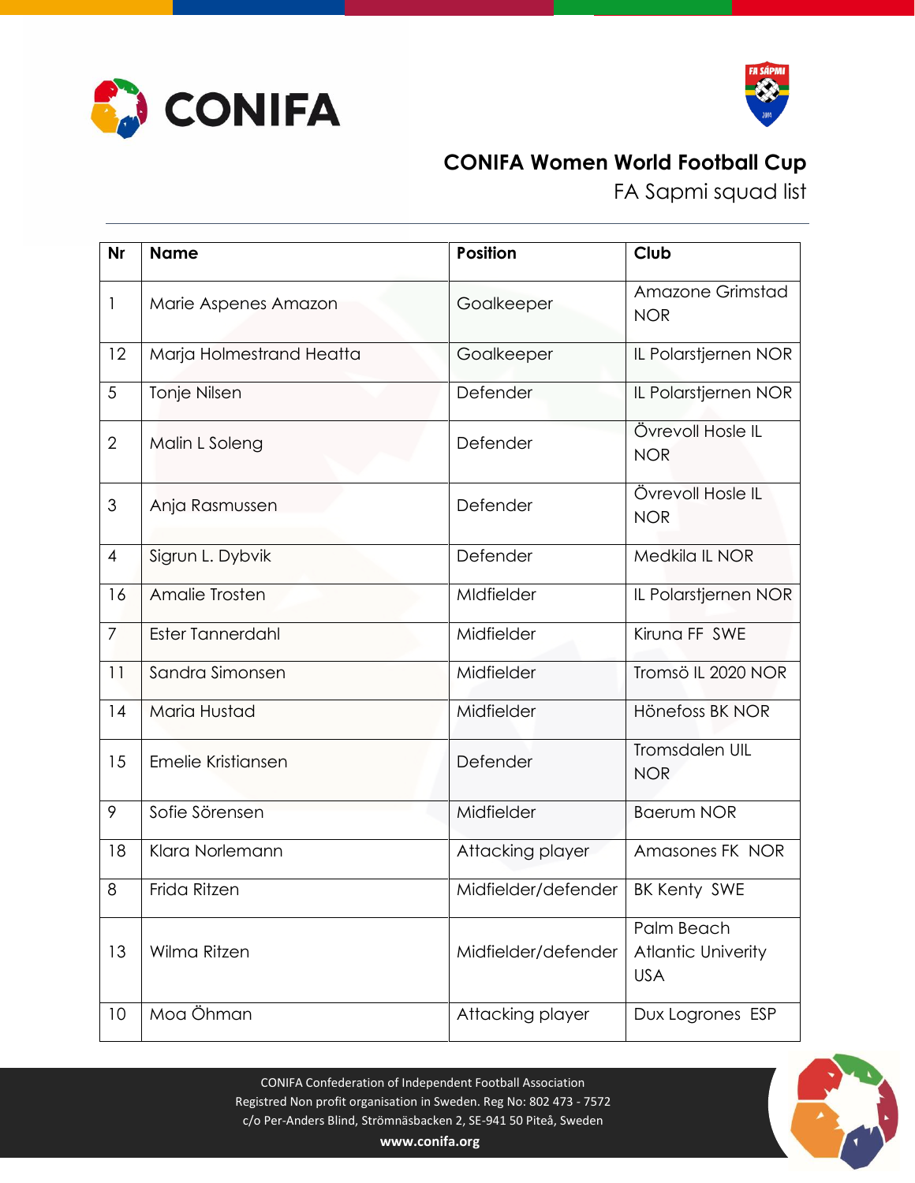# CONIFA Women World Football Cup

## FA Sapmi squad list

| Nr | Name | Position | Club |
|---|---|---|---|
| 1 | Marie Aspenes Amazon | Goalkeeper | Amazone Grimstad NOR |
| 12 | Marja Holmestrand Heatta | Goalkeeper | IL Polarstjernen NOR |
| 5 | Tonje Nilsen | Defender | IL Polarstjernen NOR |
| 2 | Malin L Soleng | Defender | Övrevoll Hosle IL NOR |
| 3 | Anja Rasmussen | Defender | Övrevoll Hosle IL NOR |
| 4 | Sigrun L. Dybvik | Defender | Medkila IL NOR |
| 16 | Amalie Trosten | MIdfielder | IL Polarstjernen NOR |
| 7 | Ester Tannerdahl | Midfielder | Kiruna FF SWE |
| 11 | Sandra Simonsen | Midfielder | Tromsö IL 2020 NOR |
| 14 | Maria Hustad | Midfielder | Hönefoss BK NOR |
| 15 | Emelie Kristiansen | Defender | Tromsdalen UIL NOR |
| 9 | Sofie Sörensen | Midfielder | Baerum NOR |
| 18 | Klara Norlemann | Attacking player | Amasones FK NOR |
| 8 | Frida Ritzen | Midfielder/defender | BK Kenty SWE |
| 13 | Wilma Ritzen | Midfielder/defender | Palm Beach Atlantic Univerity USA |
| 10 | Moa Öhman | Attacking player | Dux Logrones ESP |

CONIFA Confederation of Independent Football Association
Registred Non profit organisation in Sweden. Reg No: 802 473 - 7572
c/o Per-Anders Blind, Strömnäsbacken 2, SE-941 50 Piteå, Sweden
**www.conifa.org**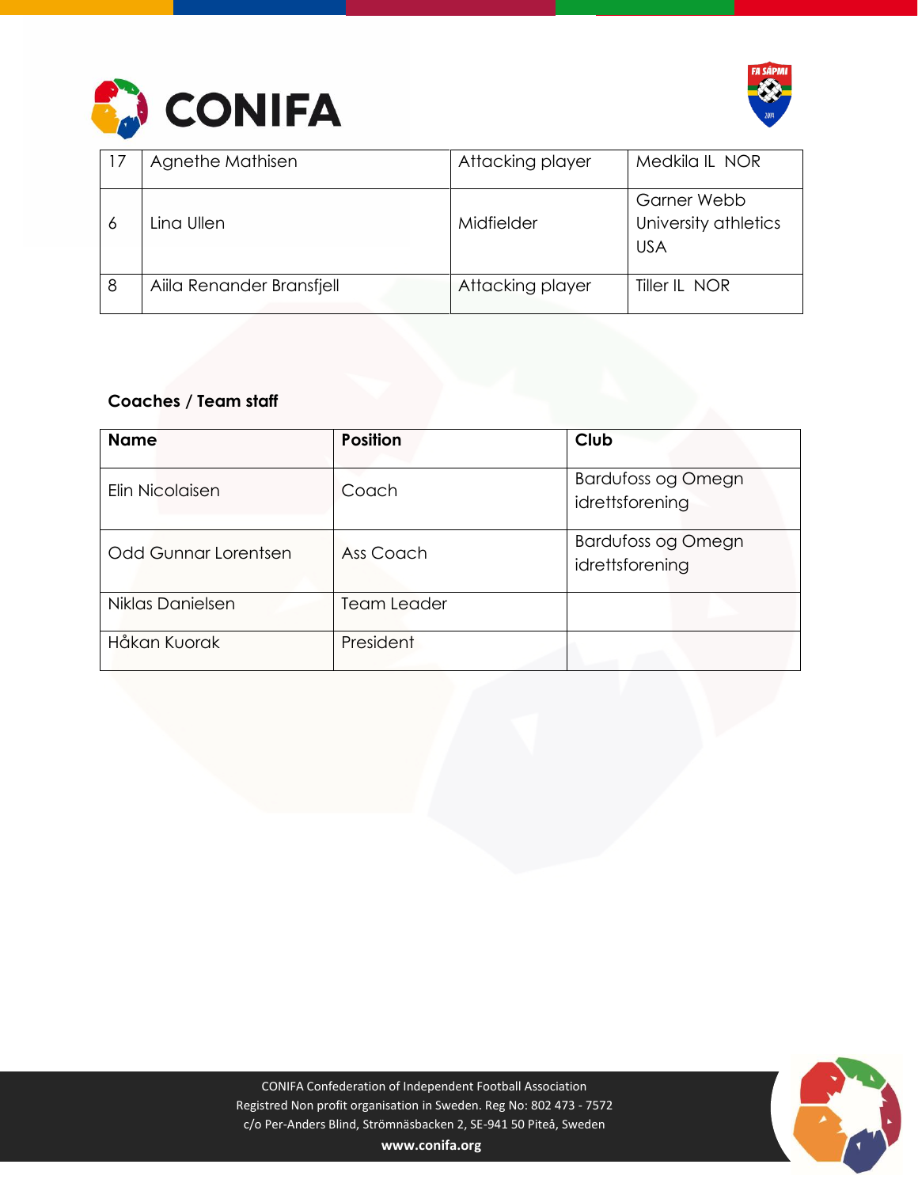| | | | |
|---|---|---|---|
| 17 | Agnethe Mathisen | Attacking player | Medkila IL NOR |
| 6 | Lina Ullen | Midfielder | Garner Webb University athletics USA |
| 8 | Aiila Renander Bransfjell | Attacking player | Tiller IL NOR |

**Coaches / Team staff**

| Name | Position | Club |
|---|---|---|
| Elin Nicolaisen | Coach | Bardufoss og Omegn idrettsforening |
| Odd Gunnar Lorentsen | Ass Coach | Bardufoss og Omegn idrettsforening |
| Niklas Danielsen | Team Leader | |
| Håkan Kuorak | President | |